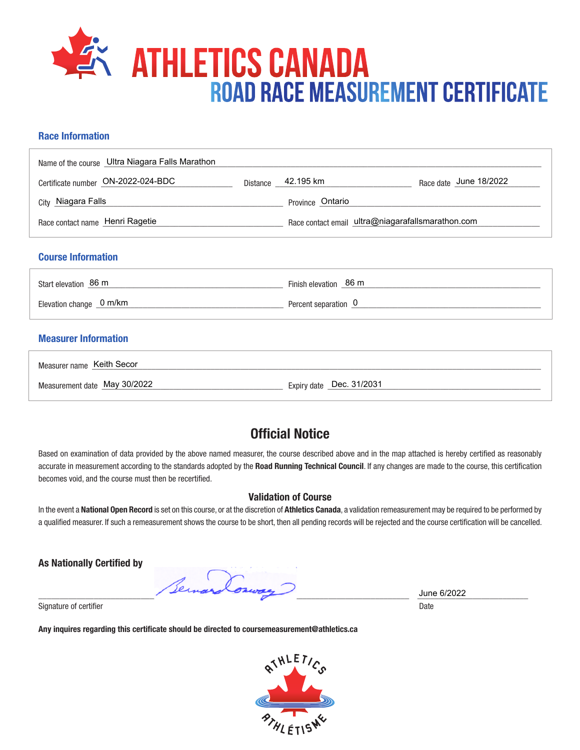# ATHLETICS CANADA

## ROAD RACE MEASUREMENT CERTIFICATE

### Race Information

Name of the course: Ultra Niagara Falls Marathon

Certificate number: ON-2022-024-BDC — Distance: 42.195 km — Race date: June 18/2022

City: Niagara Falls — Province: Ontario

Race contact name: Henri Ragetie — Race contact email: ultra@niagarafallsmarathon.com

### Course Information

Start elevation: 86 m — Finish elevation: 86 m

Elevation change: 0 m/km — Percent separation: 0

### Measurer Information

Measurer name: Keith Secor

Measurement date: May 30/2022 — Expiry date: Dec. 31/2031

## Official Notice

Based on examination of data provided by the above named measurer, the course described above and in the map attached is hereby certified as reasonably accurate in measurement according to the standards adopted by the **Road Running Technical Council**. If any changes are made to the course, this certification becomes void, and the course must then be recertified.

### Validation of Course

In the event a **National Open Record** is set on this course, or at the discretion of **Athletics Canada**, a validation remeasurement may be required to be performed by a qualified measurer. If such a remeasurement shows the course to be short, then all pending records will be rejected and the course certification will be cancelled.

**As Nationally Certified by**

Signature of certifier: Bernard Conway

Date: June 6/2022

**Any inquires regarding this certificate should be directed to coursemeasurement@athletics.ca**

ATHLETICS ATHLÉTISME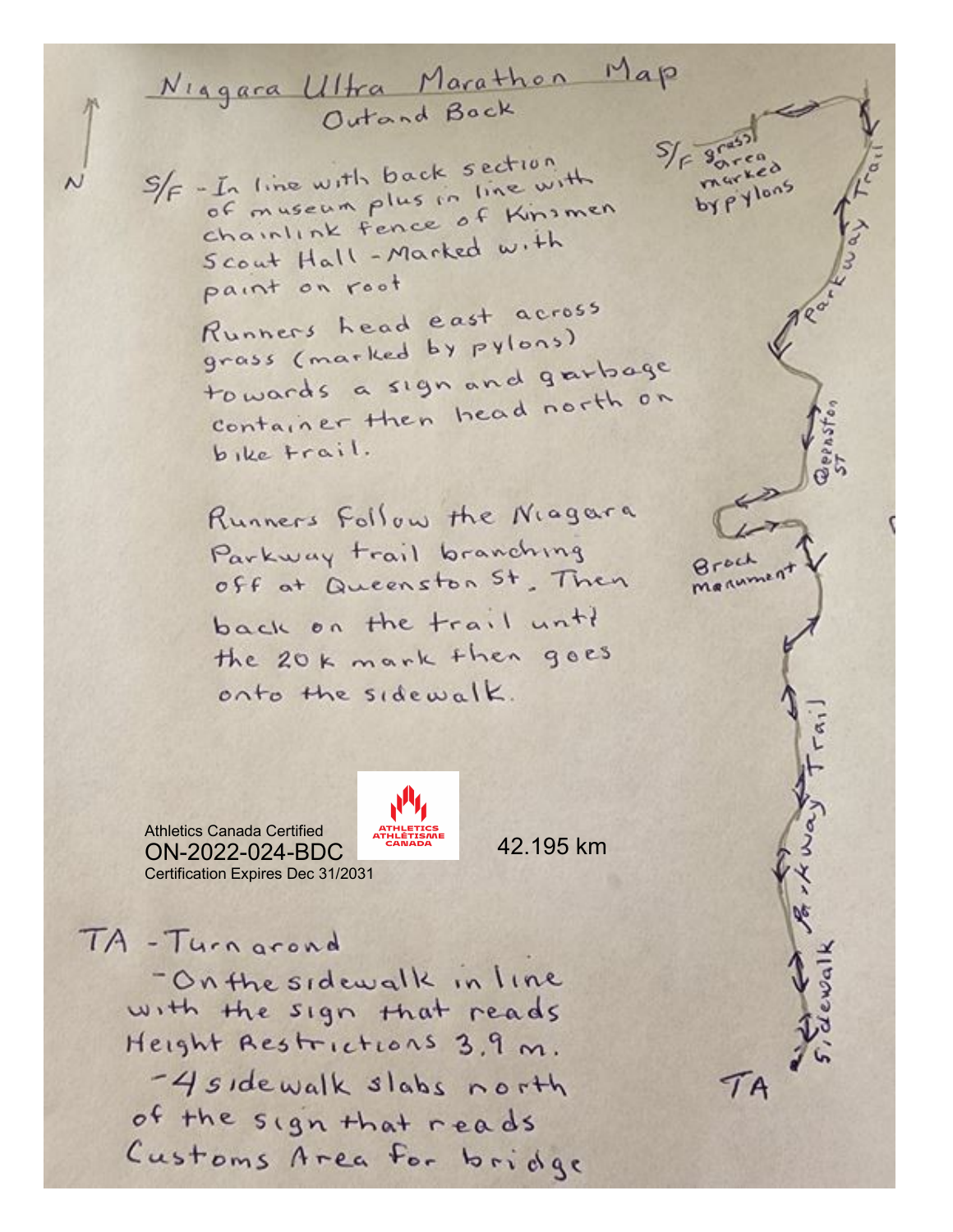# Niagara Ultra Marathon Map

## Out and Back

N

S/F - In line with back section of museum plus in line with chainlink fence of Kinsmen Scout Hall - Marked with paint on root

Runners head east across grass (marked by pylons) towards a sign and garbage container then head north on bike trail.

Runners follow the Niagara Parkway trail branching off at Queenston St. Then back on the trail until the 20 k mark then goes onto the sidewalk.

S/F grass area marked by pylons

Parkway Trail

Queenston ST

Brock Monument

Parkway Trail

Sidewalk

TA

Athletics Canada Certified
ON-2022-024-BDC
Certification Expires Dec 31/2031

ATHLETICS ATHLÉTISME CANADA

42.195 km

TA - Turn arond

- On the sidewalk in line with the sign that reads Height Restrictions 3.9 m.
- 4 sidewalk slabs north of the sign that reads Customs Area for bridge